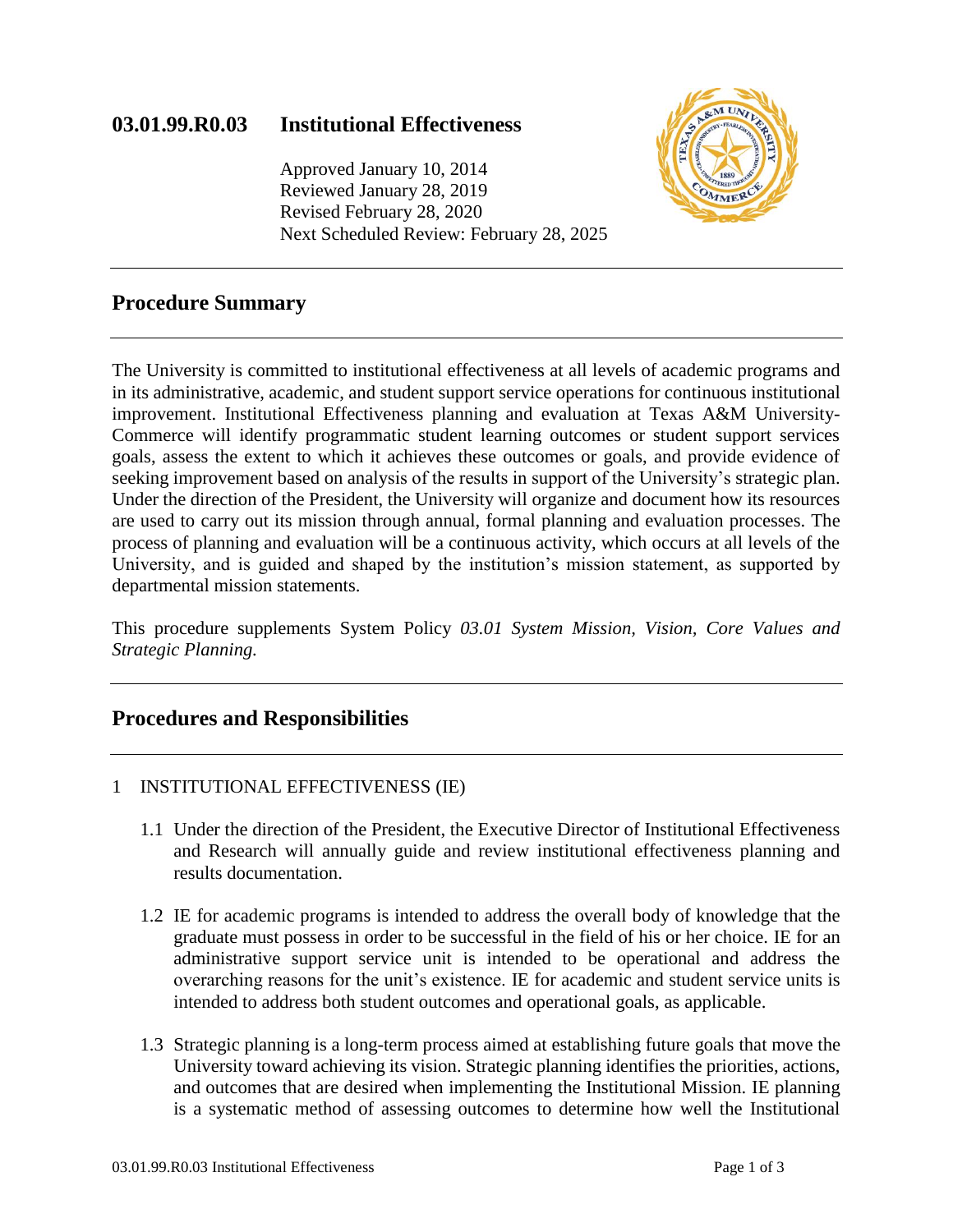# 03.01.99.R0.03 Institutional Effectiveness

Approved January 10, 2014
Reviewed January 28, 2019
Revised February 28, 2020
Next Scheduled Review: February 28, 2025

## Procedure Summary

The University is committed to institutional effectiveness at all levels of academic programs and in its administrative, academic, and student support service operations for continuous institutional improvement. Institutional Effectiveness planning and evaluation at Texas A&M University-Commerce will identify programmatic student learning outcomes or student support services goals, assess the extent to which it achieves these outcomes or goals, and provide evidence of seeking improvement based on analysis of the results in support of the University's strategic plan. Under the direction of the President, the University will organize and document how its resources are used to carry out its mission through annual, formal planning and evaluation processes. The process of planning and evaluation will be a continuous activity, which occurs at all levels of the University, and is guided and shaped by the institution's mission statement, as supported by departmental mission statements.

This procedure supplements System Policy *03.01 System Mission, Vision, Core Values and Strategic Planning.*

## Procedures and Responsibilities

1 INSTITUTIONAL EFFECTIVENESS (IE)

1.1 Under the direction of the President, the Executive Director of Institutional Effectiveness and Research will annually guide and review institutional effectiveness planning and results documentation.

1.2 IE for academic programs is intended to address the overall body of knowledge that the graduate must possess in order to be successful in the field of his or her choice. IE for an administrative support service unit is intended to be operational and address the overarching reasons for the unit's existence. IE for academic and student service units is intended to address both student outcomes and operational goals, as applicable.

1.3 Strategic planning is a long-term process aimed at establishing future goals that move the University toward achieving its vision. Strategic planning identifies the priorities, actions, and outcomes that are desired when implementing the Institutional Mission. IE planning is a systematic method of assessing outcomes to determine how well the Institutional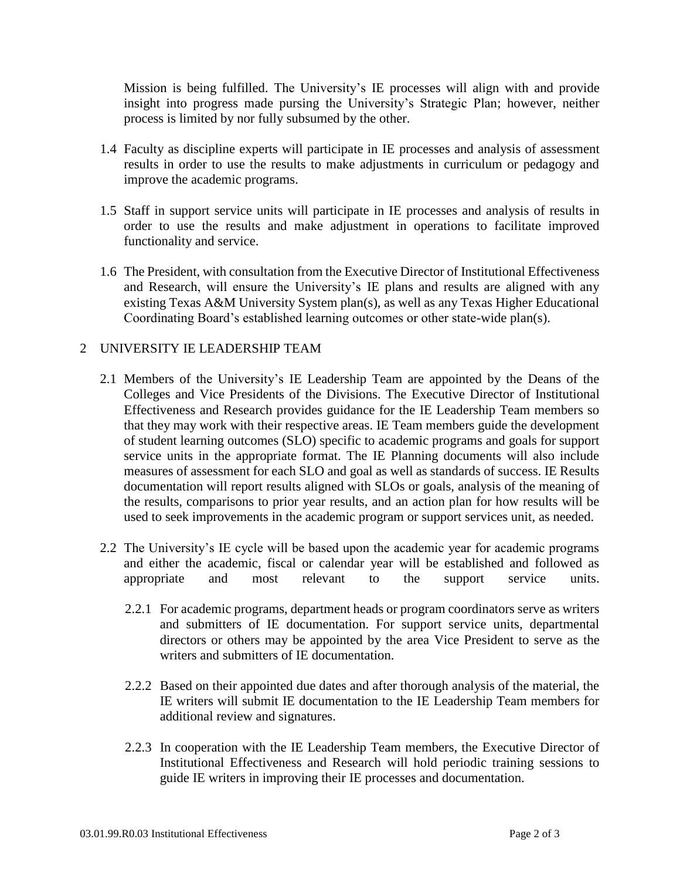Mission is being fulfilled. The University's IE processes will align with and provide insight into progress made pursing the University's Strategic Plan; however, neither process is limited by nor fully subsumed by the other.

1.4 Faculty as discipline experts will participate in IE processes and analysis of assessment results in order to use the results to make adjustments in curriculum or pedagogy and improve the academic programs.

1.5 Staff in support service units will participate in IE processes and analysis of results in order to use the results and make adjustment in operations to facilitate improved functionality and service.

1.6 The President, with consultation from the Executive Director of Institutional Effectiveness and Research, will ensure the University's IE plans and results are aligned with any existing Texas A&M University System plan(s), as well as any Texas Higher Educational Coordinating Board's established learning outcomes or other state-wide plan(s).

## 2 UNIVERSITY IE LEADERSHIP TEAM

2.1 Members of the University's IE Leadership Team are appointed by the Deans of the Colleges and Vice Presidents of the Divisions. The Executive Director of Institutional Effectiveness and Research provides guidance for the IE Leadership Team members so that they may work with their respective areas. IE Team members guide the development of student learning outcomes (SLO) specific to academic programs and goals for support service units in the appropriate format. The IE Planning documents will also include measures of assessment for each SLO and goal as well as standards of success. IE Results documentation will report results aligned with SLOs or goals, analysis of the meaning of the results, comparisons to prior year results, and an action plan for how results will be used to seek improvements in the academic program or support services unit, as needed.

2.2 The University's IE cycle will be based upon the academic year for academic programs and either the academic, fiscal or calendar year will be established and followed as appropriate and most relevant to the support service units.

2.2.1 For academic programs, department heads or program coordinators serve as writers and submitters of IE documentation. For support service units, departmental directors or others may be appointed by the area Vice President to serve as the writers and submitters of IE documentation.

2.2.2 Based on their appointed due dates and after thorough analysis of the material, the IE writers will submit IE documentation to the IE Leadership Team members for additional review and signatures.

2.2.3 In cooperation with the IE Leadership Team members, the Executive Director of Institutional Effectiveness and Research will hold periodic training sessions to guide IE writers in improving their IE processes and documentation.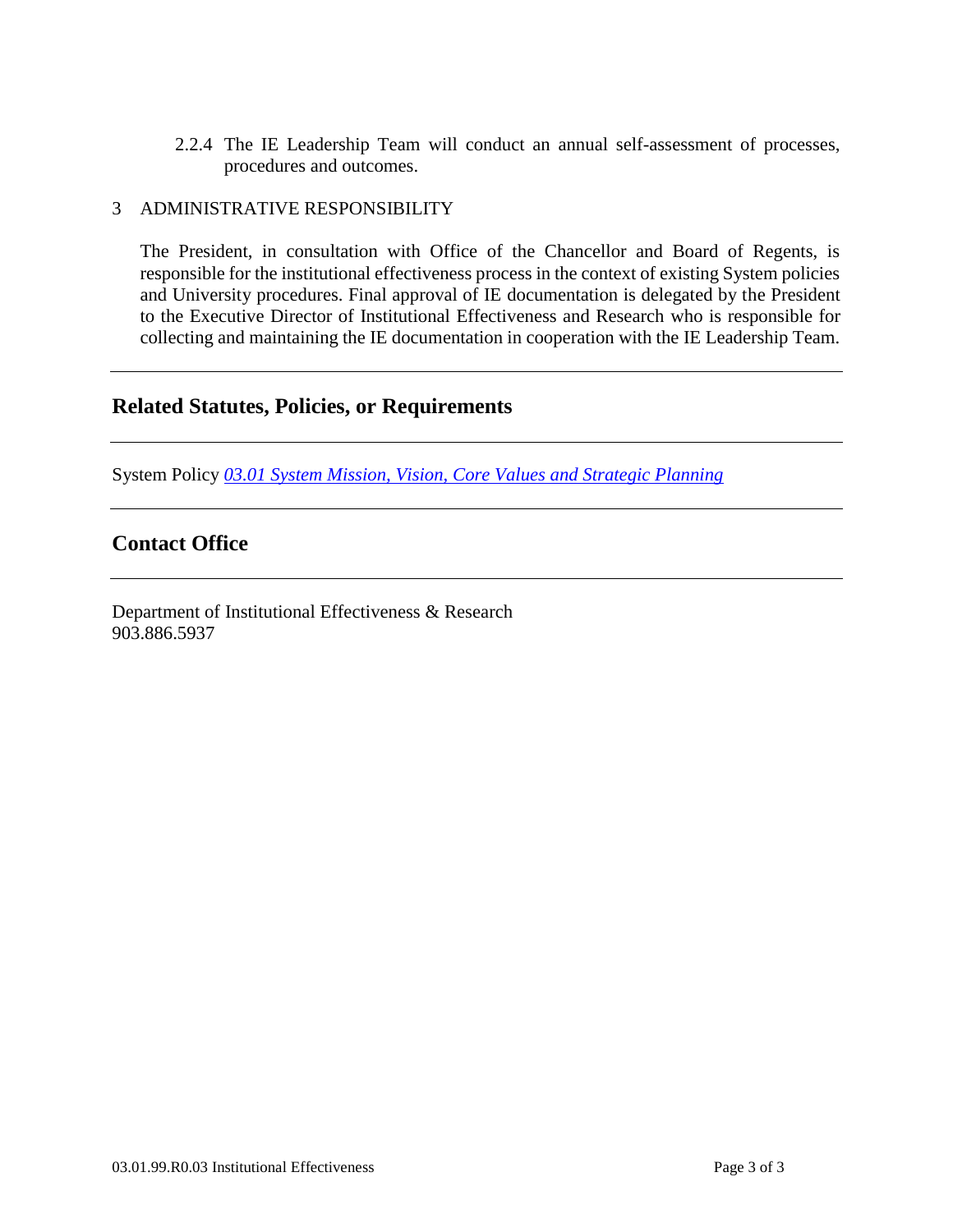2.2.4 The IE Leadership Team will conduct an annual self-assessment of processes, procedures and outcomes.

3 ADMINISTRATIVE RESPONSIBILITY

The President, in consultation with Office of the Chancellor and Board of Regents, is responsible for the institutional effectiveness process in the context of existing System policies and University procedures. Final approval of IE documentation is delegated by the President to the Executive Director of Institutional Effectiveness and Research who is responsible for collecting and maintaining the IE documentation in cooperation with the IE Leadership Team.

---

## Related Statutes, Policies, or Requirements

---

System Policy *03.01 System Mission, Vision, Core Values and Strategic Planning*

---

## Contact Office

---

Department of Institutional Effectiveness & Research
903.886.5937